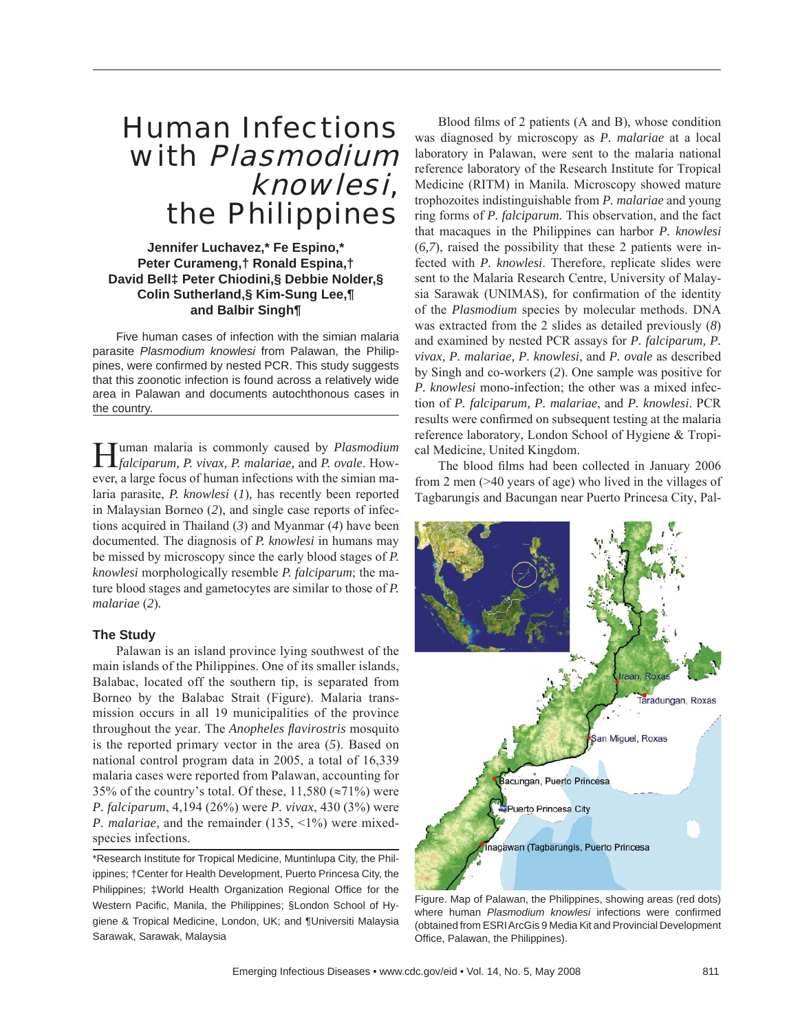# Human Infections with *Plasmodium knowlesi*, the Philippines

**Jennifer Luchavez,\* Fe Espino,\* Peter Curameng,† Ronald Espina,† David Bell‡ Peter Chiodini,§ Debbie Nolder,§ Colin Sutherland,§ Kim-Sung Lee,¶ and Balbir Singh¶**

Five human cases of infection with the simian malaria parasite *Plasmodium knowlesi* from Palawan, the Philippines, were confirmed by nested PCR. This study suggests that this zoonotic infection is found across a relatively wide area in Palawan and documents autochthonous cases in the country.

Human malaria is commonly caused by *Plasmodium falciparum, P. vivax, P. malariae,* and *P. ovale*. However, a large focus of human infections with the simian malaria parasite, *P. knowlesi* (*1*), has recently been reported in Malaysian Borneo (*2*), and single case reports of infections acquired in Thailand (*3*) and Myanmar (*4*) have been documented. The diagnosis of *P. knowlesi* in humans may be missed by microscopy since the early blood stages of *P. knowlesi* morphologically resemble *P. falciparum*; the mature blood stages and gametocytes are similar to those of *P. malariae* (*2*).

## The Study

Palawan is an island province lying southwest of the main islands of the Philippines. One of its smaller islands, Balabac, located off the southern tip, is separated from Borneo by the Balabac Strait (Figure). Malaria transmission occurs in all 19 municipalities of the province throughout the year. The *Anopheles flavirostris* mosquito is the reported primary vector in the area (*5*). Based on national control program data in 2005, a total of 16,339 malaria cases were reported from Palawan, accounting for 35% of the country's total. Of these, 11,580 (≈71%) were *P. falciparum*, 4,194 (26%) were *P. vivax*, 430 (3%) were *P. malariae*, and the remainder (135, <1%) were mixed-species infections.

\*Research Institute for Tropical Medicine, Muntinlupa City, the Philippines; †Center for Health Development, Puerto Princesa City, the Philippines; ‡World Health Organization Regional Office for the Western Pacific, Manila, the Philippines; §London School of Hygiene & Tropical Medicine, London, UK; and ¶Universiti Malaysia Sarawak, Sarawak, Malaysia

Blood films of 2 patients (A and B), whose condition was diagnosed by microscopy as *P. malariae* at a local laboratory in Palawan, were sent to the malaria national reference laboratory of the Research Institute for Tropical Medicine (RITM) in Manila. Microscopy showed mature trophozoites indistinguishable from *P. malariae* and young ring forms of *P. falciparum.* This observation, and the fact that macaques in the Philippines can harbor *P. knowlesi* (*6,7*), raised the possibility that these 2 patients were infected with *P. knowlesi*. Therefore, replicate slides were sent to the Malaria Research Centre, University of Malaysia Sarawak (UNIMAS), for confirmation of the identity of the *Plasmodium* species by molecular methods. DNA was extracted from the 2 slides as detailed previously (*8*) and examined by nested PCR assays for *P. falciparum, P. vivax, P. malariae, P. knowlesi*, and *P. ovale* as described by Singh and co-workers (*2*). One sample was positive for *P. knowlesi* mono-infection; the other was a mixed infection of *P. falciparum, P. malariae*, and *P. knowlesi*. PCR results were confirmed on subsequent testing at the malaria reference laboratory, London School of Hygiene & Tropical Medicine, United Kingdom.

The blood films had been collected in January 2006 from 2 men (>40 years of age) who lived in the villages of Tagbarungis and Bacungan near Puerto Princesa City, Pal-

Figure. Map of Palawan, the Philippines, showing areas (red dots) where human *Plasmodium knowlesi* infections were confirmed (obtained from ESRI ArcGis 9 Media Kit and Provincial Development Office, Palawan, the Philippines).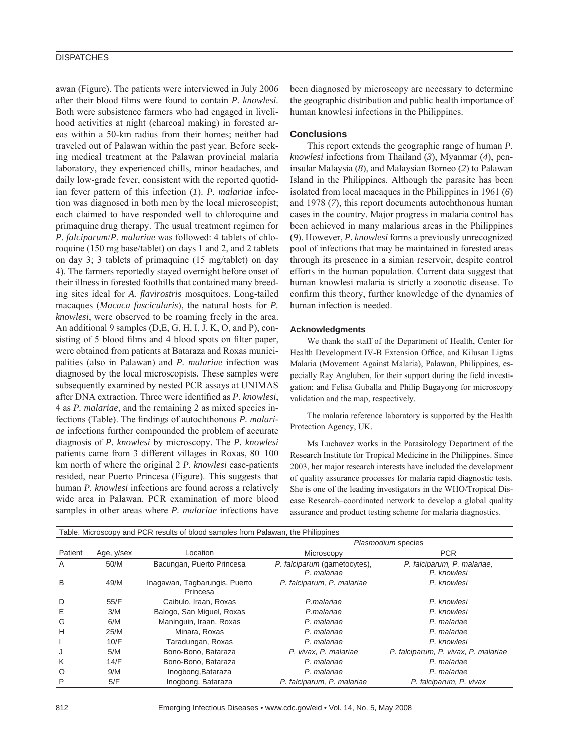awan (Figure). The patients were interviewed in July 2006 after their blood films were found to contain *P. knowlesi*. Both were subsistence farmers who had engaged in livelihood activities at night (charcoal making) in forested areas within a 50-km radius from their homes; neither had traveled out of Palawan within the past year. Before seeking medical treatment at the Palawan provincial malaria laboratory, they experienced chills, minor headaches, and daily low-grade fever, consistent with the reported quotidian fever pattern of this infection (*1*). *P. malariae* infection was diagnosed in both men by the local microscopist; each claimed to have responded well to chloroquine and primaquine drug therapy. The usual treatment regimen for *P. falciparum*/*P. malariae* was followed: 4 tablets of chloroquine (150 mg base/tablet) on days 1 and 2, and 2 tablets on day 3; 3 tablets of primaquine (15 mg/tablet) on day 4). The farmers reportedly stayed overnight before onset of their illness in forested foothills that contained many breeding sites ideal for *A. flavirostris* mosquitoes. Long-tailed macaques (*Macaca fascicularis*), the natural hosts for *P. knowlesi*, were observed to be roaming freely in the area. An additional 9 samples (D,E, G, H, I, J, K, O, and P), consisting of 5 blood films and 4 blood spots on filter paper, were obtained from patients at Bataraza and Roxas municipalities (also in Palawan) and *P. malariae* infection was diagnosed by the local microscopists. These samples were subsequently examined by nested PCR assays at UNIMAS after DNA extraction. Three were identified as *P. knowlesi*, 4 as *P. malariae*, and the remaining 2 as mixed species infections (Table). The findings of autochthonous *P. malariae* infections further compounded the problem of accurate diagnosis of *P. knowlesi* by microscopy. The *P. knowlesi* patients came from 3 different villages in Roxas, 80–100 km north of where the original 2 *P. knowlesi* case-patients resided, near Puerto Princesa (Figure). This suggests that human *P. knowlesi* infections are found across a relatively wide area in Palawan. PCR examination of more blood samples in other areas where *P. malariae* infections have been diagnosed by microscopy are necessary to determine the geographic distribution and public health importance of human knowlesi infections in the Philippines.

## Conclusions

This report extends the geographic range of human *P. knowlesi* infections from Thailand (*3*), Myanmar (*4*), peninsular Malaysia (*8*), and Malaysian Borneo (*2*) to Palawan Island in the Philippines. Although the parasite has been isolated from local macaques in the Philippines in 1961 (*6*) and 1978 (*7*), this report documents autochthonous human cases in the country. Major progress in malaria control has been achieved in many malarious areas in the Philippines (*9*). However, *P. knowlesi* forms a previously unrecognized pool of infections that may be maintained in forested areas through its presence in a simian reservoir, despite control efforts in the human population. Current data suggest that human knowlesi malaria is strictly a zoonotic disease. To confirm this theory, further knowledge of the dynamics of human infection is needed.

### Acknowledgments

We thank the staff of the Department of Health, Center for Health Development IV-B Extension Office, and Kilusan Ligtas Malaria (Movement Against Malaria), Palawan, Philippines, especially Ray Angluben, for their support during the field investigation; and Felisa Guballa and Philip Bugayong for microscopy validation and the map, respectively.

The malaria reference laboratory is supported by the Health Protection Agency, UK.

Ms Luchavez works in the Parasitology Department of the Research Institute for Tropical Medicine in the Philippines. Since 2003, her major research interests have included the development of quality assurance processes for malaria rapid diagnostic tests. She is one of the leading investigators in the WHO/Tropical Disease Research–coordinated network to develop a global quality assurance and product testing scheme for malaria diagnostics.

Table. Microscopy and PCR results of blood samples from Palawan, the Philippines

| Patient | Age, y/sex | Location | *Plasmodium* species | |
|---|---|---|---|---|
| | | | Microscopy | PCR |
| A | 50/M | Bacungan, Puerto Princesa | *P. falciparum* (gametocytes), *P. malariae* | *P. falciparum, P. malariae, P. knowlesi* |
| B | 49/M | Inagawan, Tagbarungis, Puerto Princesa | *P. falciparum, P. malariae* | *P. knowlesi* |
| D | 55/F | Caibulo, Iraan, Roxas | *P.malariae* | *P. knowlesi* |
| E | 3/M | Balogo, San Miguel, Roxas | *P.malariae* | *P. knowlesi* |
| G | 6/M | Maninguin, Iraan, Roxas | *P. malariae* | *P. malariae* |
| H | 25/M | Minara, Roxas | *P. malariae* | *P. malariae* |
| I | 10/F | Taradungan, Roxas | *P. malariae* | *P. knowlesi* |
| J | 5/M | Bono-Bono, Bataraza | *P. vivax, P. malariae* | *P. falciparum, P. vivax, P. malariae* |
| K | 14/F | Bono-Bono, Bataraza | *P. malariae* | *P. malariae* |
| O | 9/M | Inogbong,Bataraza | *P. malariae* | *P. malariae* |
| P | 5/F | Inogbong, Bataraza | *P. falciparum, P. malariae* | *P. falciparum, P. vivax* |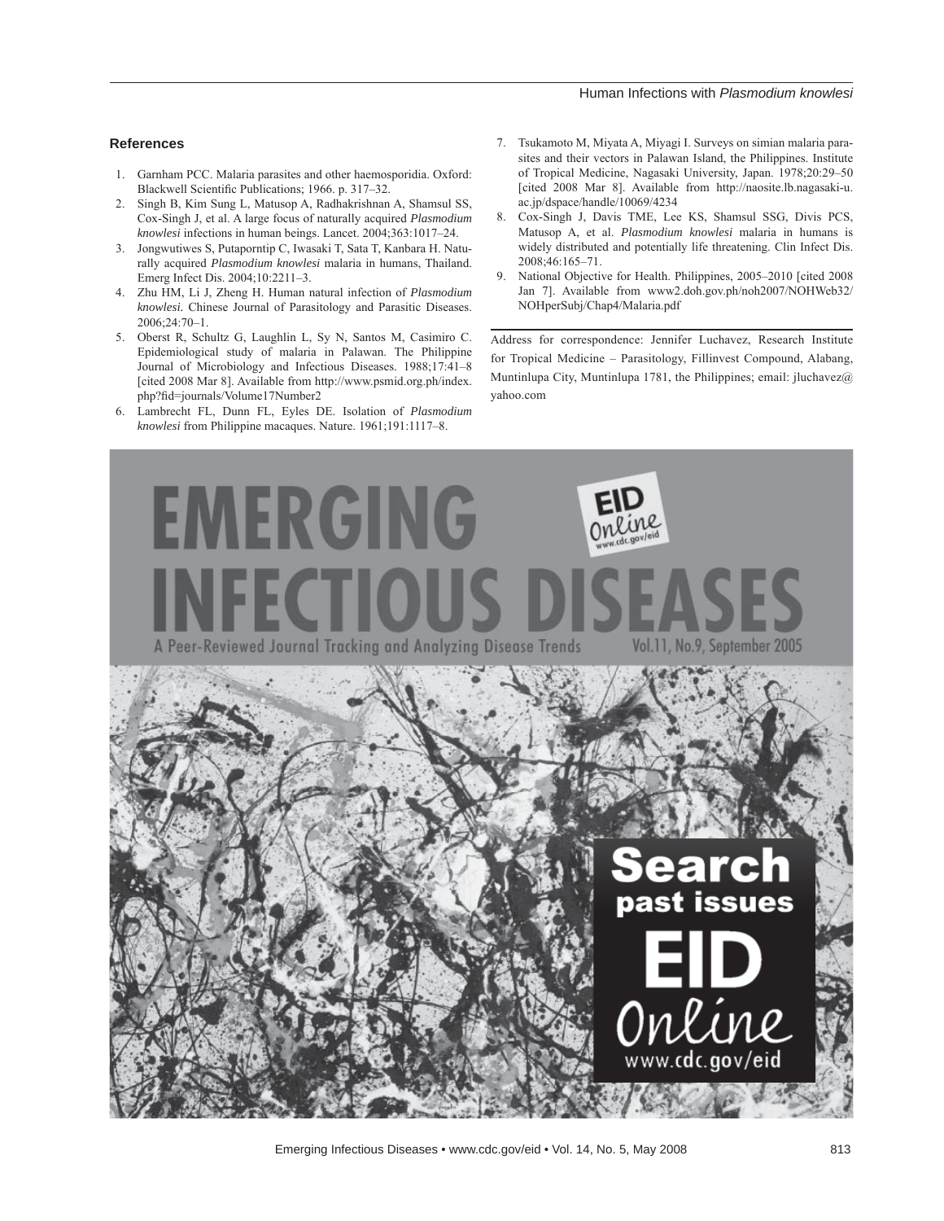## References

1. Garnham PCC. Malaria parasites and other haemosporidia. Oxford: Blackwell Scientific Publications; 1966. p. 317–32.
2. Singh B, Kim Sung L, Matusop A, Radhakrishnan A, Shamsul SS, Cox-Singh J, et al. A large focus of naturally acquired *Plasmodium knowlesi* infections in human beings. Lancet. 2004;363:1017–24.
3. Jongwutiwes S, Putaporntip C, Iwasaki T, Sata T, Kanbara H. Naturally acquired *Plasmodium knowlesi* malaria in humans, Thailand. Emerg Infect Dis. 2004;10:2211–3.
4. Zhu HM, Li J, Zheng H. Human natural infection of *Plasmodium knowlesi.* Chinese Journal of Parasitology and Parasitic Diseases. 2006;24:70–1.
5. Oberst R, Schultz G, Laughlin L, Sy N, Santos M, Casimiro C. Epidemiological study of malaria in Palawan. The Philippine Journal of Microbiology and Infectious Diseases. 1988;17:41–8 [cited 2008 Mar 8]. Available from http://www.psmid.org.ph/index.php?fid=journals/Volume17Number2
6. Lambrecht FL, Dunn FL, Eyles DE. Isolation of *Plasmodium knowlesi* from Philippine macaques. Nature. 1961;191:1117–8.
7. Tsukamoto M, Miyata A, Miyagi I. Surveys on simian malaria parasites and their vectors in Palawan Island, the Philippines. Institute of Tropical Medicine, Nagasaki University, Japan. 1978;20:29–50 [cited 2008 Mar 8]. Available from http://naosite.lb.nagasaki-u.ac.jp/dspace/handle/10069/4234
8. Cox-Singh J, Davis TME, Lee KS, Shamsul SSG, Divis PCS, Matusop A, et al. *Plasmodium knowlesi* malaria in humans is widely distributed and potentially life threatening. Clin Infect Dis. 2008;46:165–71.
9. National Objective for Health. Philippines, 2005–2010 [cited 2008 Jan 7]. Available from www2.doh.gov.ph/noh2007/NOHWeb32/NOHperSubj/Chap4/Malaria.pdf

Address for correspondence: Jennifer Luchavez, Research Institute for Tropical Medicine – Parasitology, Fillinvest Compound, Alabang, Muntinlupa City, Muntinlupa 1781, the Philippines; email: jluchavez@yahoo.com

EMERGING INFECTIOUS DISEASES

A Peer-Reviewed Journal Tracking and Analyzing Disease Trends

Vol.11, No.9, September 2005

EID Online www.cdc.gov/eid

Search past issues

EID Online

www.cdc.gov/eid